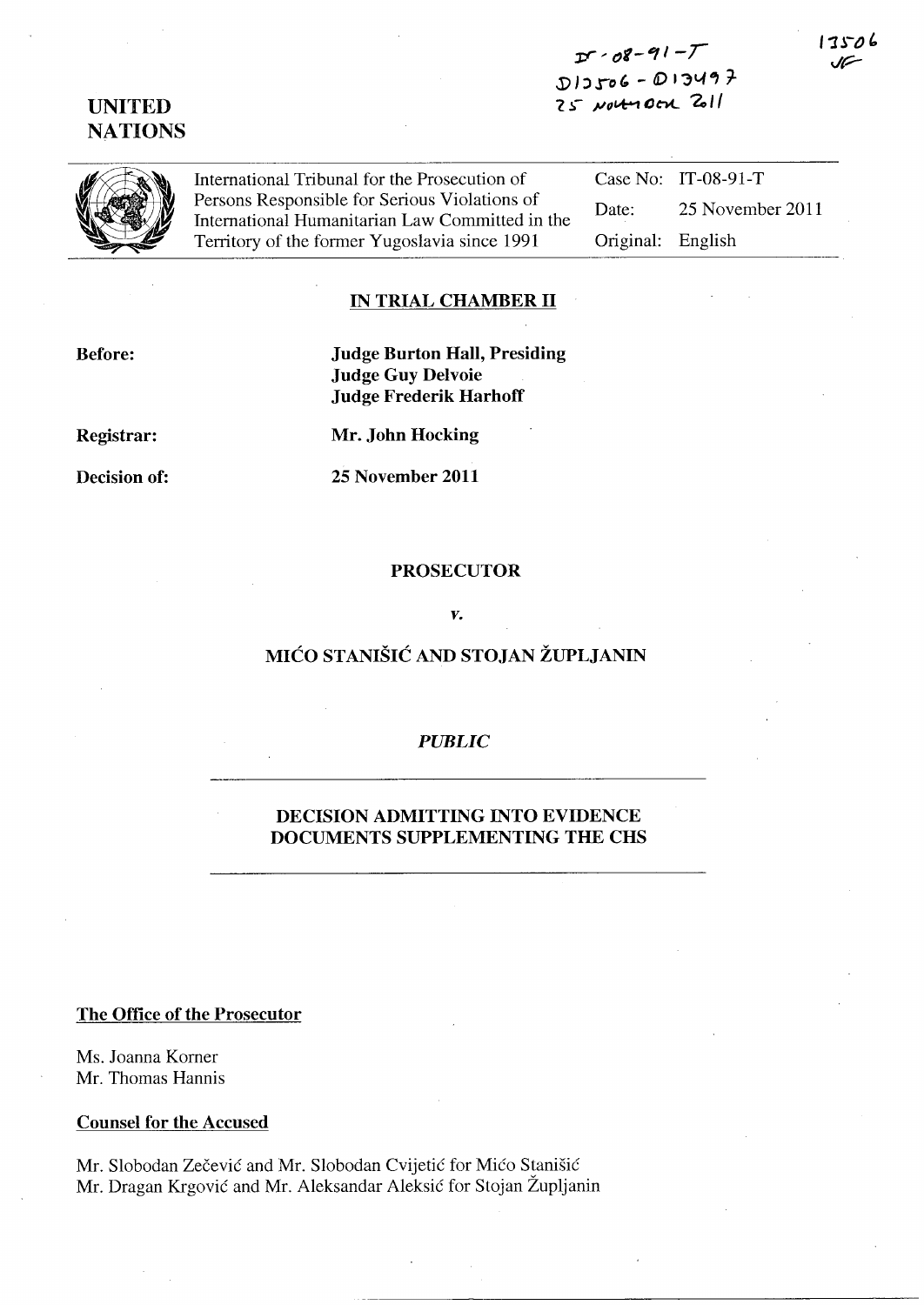IT-08-91-T
D13506 - D13497
25 NOVEMBER 2011

13506
JF

**UNITED NATIONS**

International Tribunal for the Prosecution of Persons Responsible for Serious Violations of International Humanitarian Law Committed in the Territory of the former Yugoslavia since 1991

| | |
|---|---|
| Case No: | IT-08-91-T |
| Date: | 25 November 2011 |
| Original: | English |

**IN TRIAL CHAMBER II**

**Before:** **Judge Burton Hall, Presiding**
**Judge Guy Delvoie**
**Judge Frederik Harhoff**

**Registrar:** **Mr. John Hocking**

**Decision of:** **25 November 2011**

**PROSECUTOR**

*v.*

**MIĆO STANIŠIĆ AND STOJAN ŽUPLJANIN**

***PUBLIC***

**DECISION ADMITTING INTO EVIDENCE DOCUMENTS SUPPLEMENTING THE CHS**

**The Office of the Prosecutor**

Ms. Joanna Korner
Mr. Thomas Hannis

**Counsel for the Accused**

Mr. Slobodan Zečević and Mr. Slobodan Cvijetić for Mićo Stanišić
Mr. Dragan Krgović and Mr. Aleksandar Aleksić for Stojan Župljanin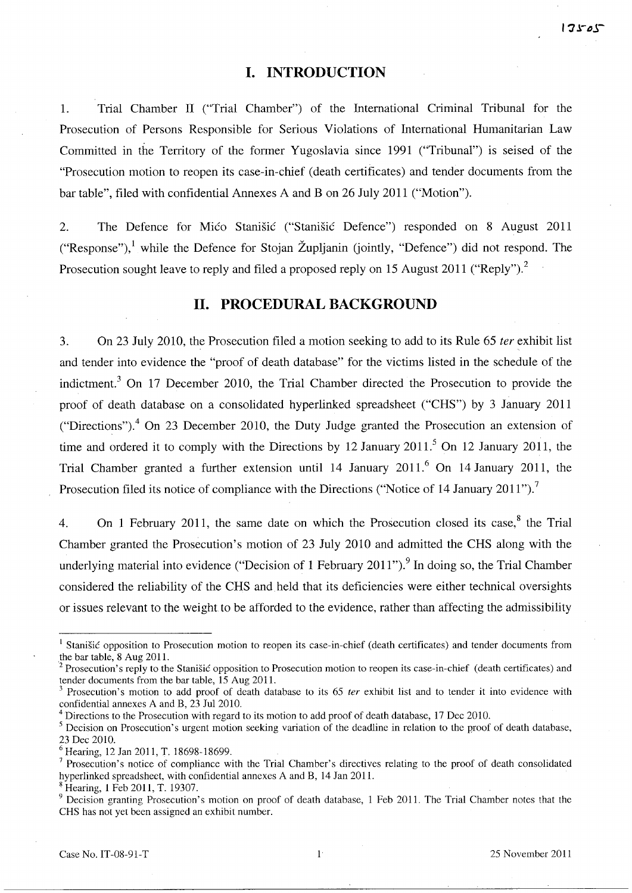# I. INTRODUCTION

1. Trial Chamber II ("Trial Chamber") of the International Criminal Tribunal for the Prosecution of Persons Responsible for Serious Violations of International Humanitarian Law Committed in the Territory of the former Yugoslavia since 1991 ("Tribunal") is seised of the "Prosecution motion to reopen its case-in-chief (death certificates) and tender documents from the bar table", filed with confidential Annexes A and B on 26 July 2011 ("Motion").

2. The Defence for Mićo Stanišić ("Stanišić Defence") responded on 8 August 2011 ("Response"),[1] while the Defence for Stojan Župljanin (jointly, "Defence") did not respond. The Prosecution sought leave to reply and filed a proposed reply on 15 August 2011 ("Reply").[2]

# II. PROCEDURAL BACKGROUND

3. On 23 July 2010, the Prosecution filed a motion seeking to add to its Rule 65 *ter* exhibit list and tender into evidence the "proof of death database" for the victims listed in the schedule of the indictment.[3] On 17 December 2010, the Trial Chamber directed the Prosecution to provide the proof of death database on a consolidated hyperlinked spreadsheet ("CHS") by 3 January 2011 ("Directions").[4] On 23 December 2010, the Duty Judge granted the Prosecution an extension of time and ordered it to comply with the Directions by 12 January 2011.[5] On 12 January 2011, the Trial Chamber granted a further extension until 14 January 2011.[6] On 14 January 2011, the Prosecution filed its notice of compliance with the Directions ("Notice of 14 January 2011").[7]

4. On 1 February 2011, the same date on which the Prosecution closed its case,[8] the Trial Chamber granted the Prosecution's motion of 23 July 2010 and admitted the CHS along with the underlying material into evidence ("Decision of 1 February 2011").[9] In doing so, the Trial Chamber considered the reliability of the CHS and held that its deficiencies were either technical oversights or issues relevant to the weight to be afforded to the evidence, rather than affecting the admissibility

---

[1] Stanišić opposition to Prosecution motion to reopen its case-in-chief (death certificates) and tender documents from the bar table, 8 Aug 2011.

[2] Prosecution's reply to the Stanišić opposition to Prosecution motion to reopen its case-in-chief (death certificates) and tender documents from the bar table, 15 Aug 2011.

[3] Prosecution's motion to add proof of death database to its 65 *ter* exhibit list and to tender it into evidence with confidential annexes A and B, 23 Jul 2010.

[4] Directions to the Prosecution with regard to its motion to add proof of death database, 17 Dec 2010.

[5] Decision on Prosecution's urgent motion seeking variation of the deadline in relation to the proof of death database, 23 Dec 2010.

[6] Hearing, 12 Jan 2011, T. 18698-18699.

[7] Prosecution's notice of compliance with the Trial Chamber's directives relating to the proof of death consolidated hyperlinked spreadsheet, with confidential annexes A and B, 14 Jan 2011.

[8] Hearing, 1 Feb 2011, T. 19307.

[9] Decision granting Prosecution's motion on proof of death database, 1 Feb 2011. The Trial Chamber notes that the CHS has not yet been assigned an exhibit number.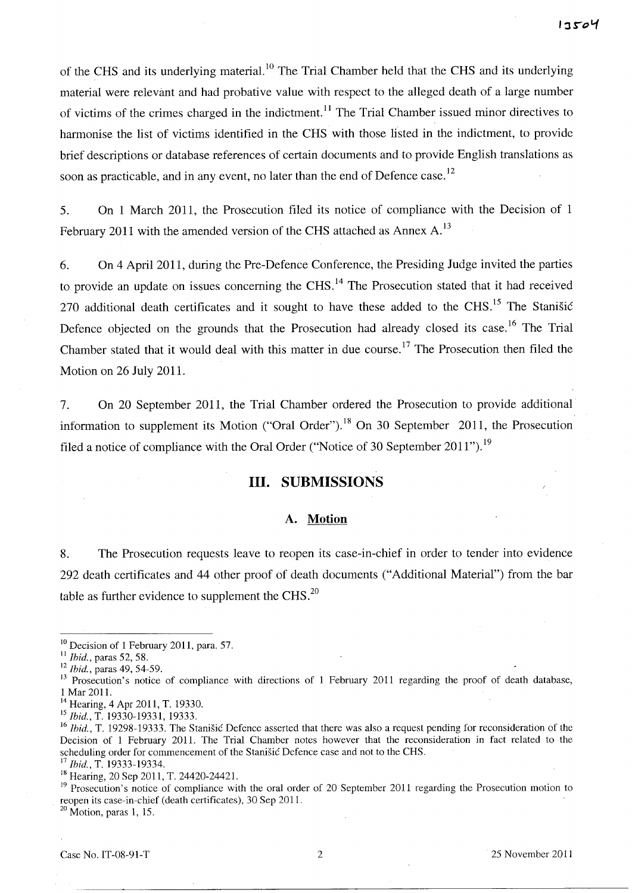of the CHS and its underlying material.[10] The Trial Chamber held that the CHS and its underlying material were relevant and had probative value with respect to the alleged death of a large number of victims of the crimes charged in the indictment.[11] The Trial Chamber issued minor directives to harmonise the list of victims identified in the CHS with those listed in the indictment, to provide brief descriptions or database references of certain documents and to provide English translations as soon as practicable, and in any event, no later than the end of Defence case.[12]

5. On 1 March 2011, the Prosecution filed its notice of compliance with the Decision of 1 February 2011 with the amended version of the CHS attached as Annex A.[13]

6. On 4 April 2011, during the Pre-Defence Conference, the Presiding Judge invited the parties to provide an update on issues concerning the CHS.[14] The Prosecution stated that it had received 270 additional death certificates and it sought to have these added to the CHS.[15] The Stanišić Defence objected on the grounds that the Prosecution had already closed its case.[16] The Trial Chamber stated that it would deal with this matter in due course.[17] The Prosecution then filed the Motion on 26 July 2011.

7. On 20 September 2011, the Trial Chamber ordered the Prosecution to provide additional information to supplement its Motion ("Oral Order").[18] On 30 September 2011, the Prosecution filed a notice of compliance with the Oral Order ("Notice of 30 September 2011").[19]

## III. SUBMISSIONS

### A. Motion

8. The Prosecution requests leave to reopen its case-in-chief in order to tender into evidence 292 death certificates and 44 other proof of death documents ("Additional Material") from the bar table as further evidence to supplement the CHS.[20]

---

[10] Decision of 1 February 2011, para. 57.
[11] *Ibid.*, paras 52, 58.
[12] *Ibid.*, paras 49, 54-59.
[13] Prosecution's notice of compliance with directions of 1 February 2011 regarding the proof of death database, 1 Mar 2011.
[14] Hearing, 4 Apr 2011, T. 19330.
[15] *Ibid.*, T. 19330-19331, 19333.
[16] *Ibid.*, T. 19298-19333. The Stanišić Defence asserted that there was also a request pending for reconsideration of the Decision of 1 February 2011. The Trial Chamber notes however that the reconsideration in fact related to the scheduling order for commencement of the Stanišić Defence case and not to the CHS.
[17] *Ibid.*, T. 19333-19334.
[18] Hearing, 20 Sep 2011, T. 24420-24421.
[19] Prosecution's notice of compliance with the oral order of 20 September 2011 regarding the Prosecution motion to reopen its case-in-chief (death certificates), 30 Sep 2011.
[20] Motion, paras 1, 15.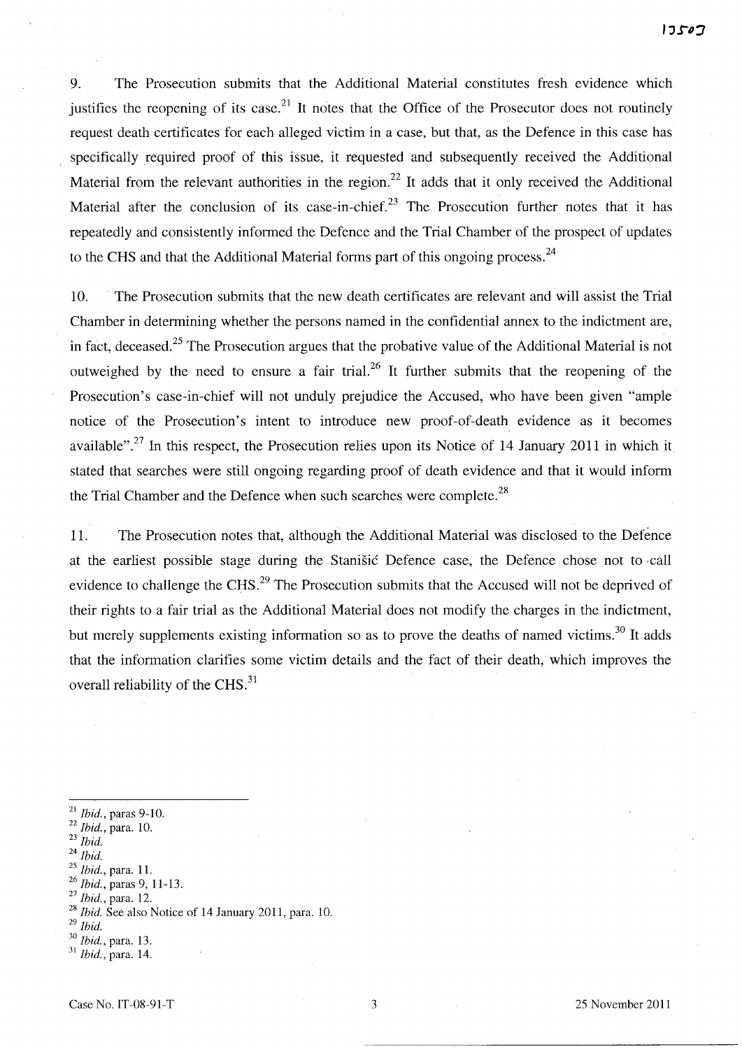9. The Prosecution submits that the Additional Material constitutes fresh evidence which justifies the reopening of its case.[21] It notes that the Office of the Prosecutor does not routinely request death certificates for each alleged victim in a case, but that, as the Defence in this case has specifically required proof of this issue, it requested and subsequently received the Additional Material from the relevant authorities in the region.[22] It adds that it only received the Additional Material after the conclusion of its case-in-chief.[23] The Prosecution further notes that it has repeatedly and consistently informed the Defence and the Trial Chamber of the prospect of updates to the CHS and that the Additional Material forms part of this ongoing process.[24]

10. The Prosecution submits that the new death certificates are relevant and will assist the Trial Chamber in determining whether the persons named in the confidential annex to the indictment are, in fact, deceased.[25] The Prosecution argues that the probative value of the Additional Material is not outweighed by the need to ensure a fair trial.[26] It further submits that the reopening of the Prosecution's case-in-chief will not unduly prejudice the Accused, who have been given "ample notice of the Prosecution's intent to introduce new proof-of-death evidence as it becomes available".[27] In this respect, the Prosecution relies upon its Notice of 14 January 2011 in which it stated that searches were still ongoing regarding proof of death evidence and that it would inform the Trial Chamber and the Defence when such searches were complete.[28]

11. The Prosecution notes that, although the Additional Material was disclosed to the Defence at the earliest possible stage during the Stanišić Defence case, the Defence chose not to call evidence to challenge the CHS.[29] The Prosecution submits that the Accused will not be deprived of their rights to a fair trial as the Additional Material does not modify the charges in the indictment, but merely supplements existing information so as to prove the deaths of named victims.[30] It adds that the information clarifies some victim details and the fact of their death, which improves the overall reliability of the CHS.[31]

---

[21] *Ibid.*, paras 9-10.
[22] *Ibid.*, para. 10.
[23] *Ibid.*
[24] *Ibid.*
[25] *Ibid.*, para. 11.
[26] *Ibid.*, paras 9, 11-13.
[27] *Ibid.*, para. 12.
[28] *Ibid.* See also Notice of 14 January 2011, para. 10.
[29] *Ibid.*
[30] *Ibid.*, para. 13.
[31] *Ibid.*, para. 14.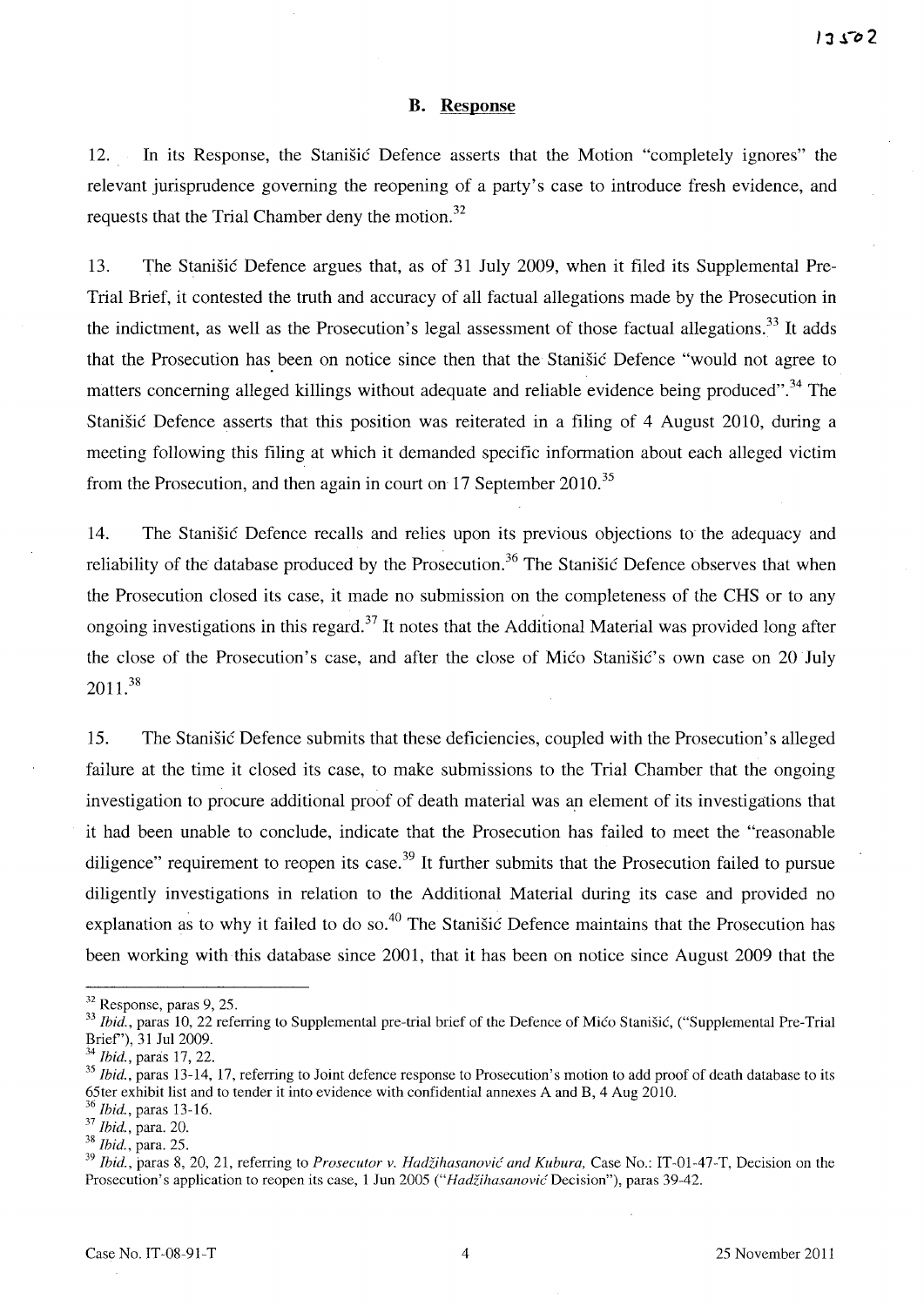## B. Response

12. In its Response, the Stanišić Defence asserts that the Motion "completely ignores" the relevant jurisprudence governing the reopening of a party's case to introduce fresh evidence, and requests that the Trial Chamber deny the motion.[32]

13. The Stanišić Defence argues that, as of 31 July 2009, when it filed its Supplemental Pre-Trial Brief, it contested the truth and accuracy of all factual allegations made by the Prosecution in the indictment, as well as the Prosecution's legal assessment of those factual allegations.[33] It adds that the Prosecution has been on notice since then that the Stanišić Defence "would not agree to matters concerning alleged killings without adequate and reliable evidence being produced".[34] The Stanišić Defence asserts that this position was reiterated in a filing of 4 August 2010, during a meeting following this filing at which it demanded specific information about each alleged victim from the Prosecution, and then again in court on 17 September 2010.[35]

14. The Stanišić Defence recalls and relies upon its previous objections to the adequacy and reliability of the database produced by the Prosecution.[36] The Stanišić Defence observes that when the Prosecution closed its case, it made no submission on the completeness of the CHS or to any ongoing investigations in this regard.[37] It notes that the Additional Material was provided long after the close of the Prosecution's case, and after the close of Mićo Stanišić's own case on 20 July 2011.[38]

15. The Stanišić Defence submits that these deficiencies, coupled with the Prosecution's alleged failure at the time it closed its case, to make submissions to the Trial Chamber that the ongoing investigation to procure additional proof of death material was an element of its investigations that it had been unable to conclude, indicate that the Prosecution has failed to meet the "reasonable diligence" requirement to reopen its case.[39] It further submits that the Prosecution failed to pursue diligently investigations in relation to the Additional Material during its case and provided no explanation as to why it failed to do so.[40] The Stanišić Defence maintains that the Prosecution has been working with this database since 2001, that it has been on notice since August 2009 that the

---

[32] Response, paras 9, 25.

[33] *Ibid.*, paras 10, 22 referring to Supplemental pre-trial brief of the Defence of Mićo Stanišić, ("Supplemental Pre-Trial Brief"), 31 Jul 2009.

[34] *Ibid.*, paras 17, 22.

[35] *Ibid.*, paras 13-14, 17, referring to Joint defence response to Prosecution's motion to add proof of death database to its 65ter exhibit list and to tender it into evidence with confidential annexes A and B, 4 Aug 2010.

[36] *Ibid.*, paras 13-16.

[37] *Ibid.*, para. 20.

[38] *Ibid.*, para. 25.

[39] *Ibid.*, paras 8, 20, 21, referring to *Prosecutor v. Hadžihasanović and Kubura,* Case No.: IT-01-47-T, Decision on the Prosecution's application to reopen its case, 1 Jun 2005 ("*Hadžihasanović* Decision"), paras 39-42.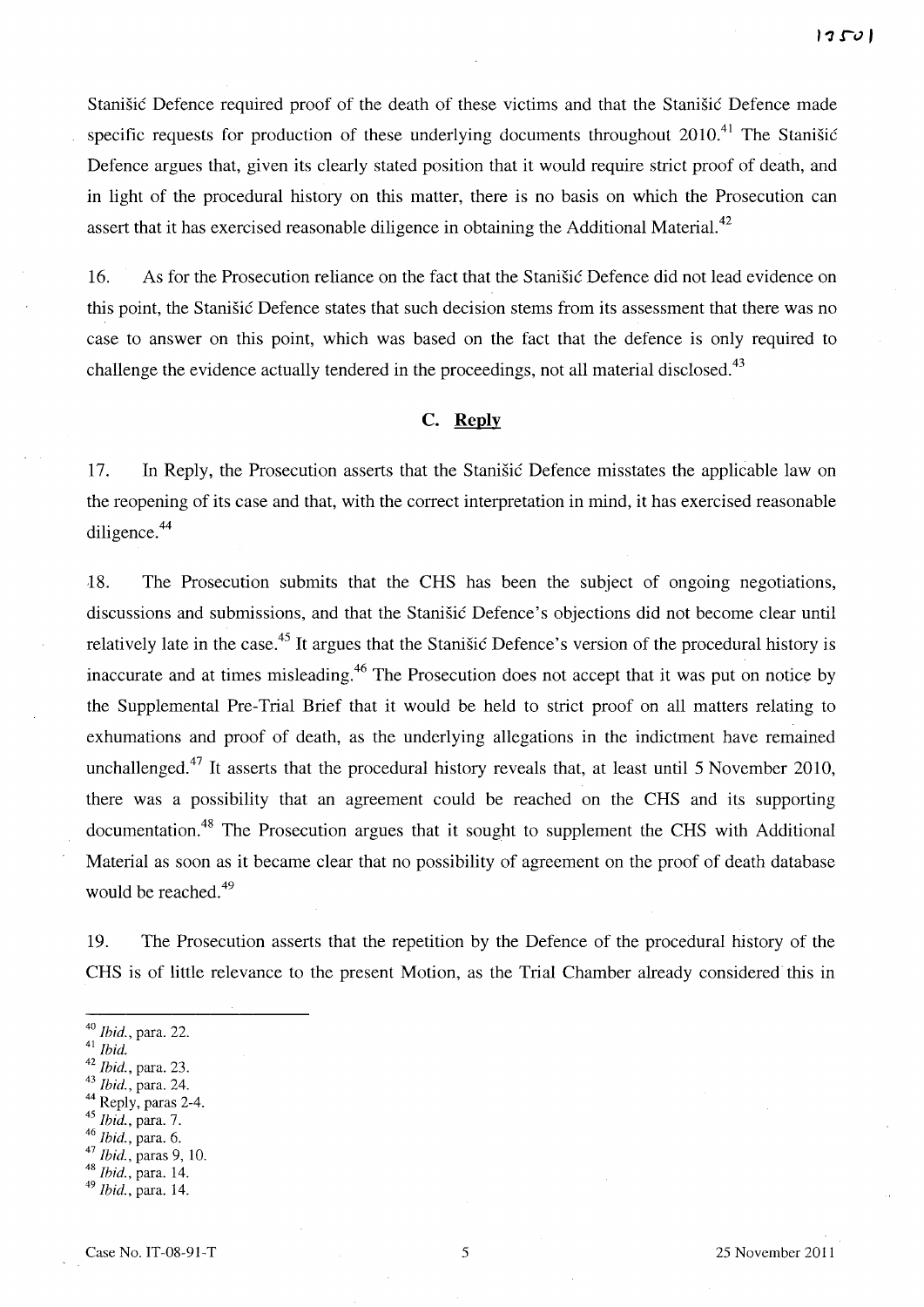Stanišić Defence required proof of the death of these victims and that the Stanišić Defence made specific requests for production of these underlying documents throughout 2010.[41] The Stanišić Defence argues that, given its clearly stated position that it would require strict proof of death, and in light of the procedural history on this matter, there is no basis on which the Prosecution can assert that it has exercised reasonable diligence in obtaining the Additional Material.[42]

16. As for the Prosecution reliance on the fact that the Stanišić Defence did not lead evidence on this point, the Stanišić Defence states that such decision stems from its assessment that there was no case to answer on this point, which was based on the fact that the defence is only required to challenge the evidence actually tendered in the proceedings, not all material disclosed.[43]

### C. Reply

17. In Reply, the Prosecution asserts that the Stanišić Defence misstates the applicable law on the reopening of its case and that, with the correct interpretation in mind, it has exercised reasonable diligence.[44]

18. The Prosecution submits that the CHS has been the subject of ongoing negotiations, discussions and submissions, and that the Stanišić Defence's objections did not become clear until relatively late in the case.[45] It argues that the Stanišić Defence's version of the procedural history is inaccurate and at times misleading.[46] The Prosecution does not accept that it was put on notice by the Supplemental Pre-Trial Brief that it would be held to strict proof on all matters relating to exhumations and proof of death, as the underlying allegations in the indictment have remained unchallenged.[47] It asserts that the procedural history reveals that, at least until 5 November 2010, there was a possibility that an agreement could be reached on the CHS and its supporting documentation.[48] The Prosecution argues that it sought to supplement the CHS with Additional Material as soon as it became clear that no possibility of agreement on the proof of death database would be reached.[49]

19. The Prosecution asserts that the repetition by the Defence of the procedural history of the CHS is of little relevance to the present Motion, as the Trial Chamber already considered this in

---

[40] *Ibid.*, para. 22.
[41] *Ibid.*
[42] *Ibid.*, para. 23.
[43] *Ibid.*, para. 24.
[44] Reply, paras 2-4.
[45] *Ibid.*, para. 7.
[46] *Ibid.*, para. 6.
[47] *Ibid.*, paras 9, 10.
[48] *Ibid.*, para. 14.
[49] *Ibid.*, para. 14.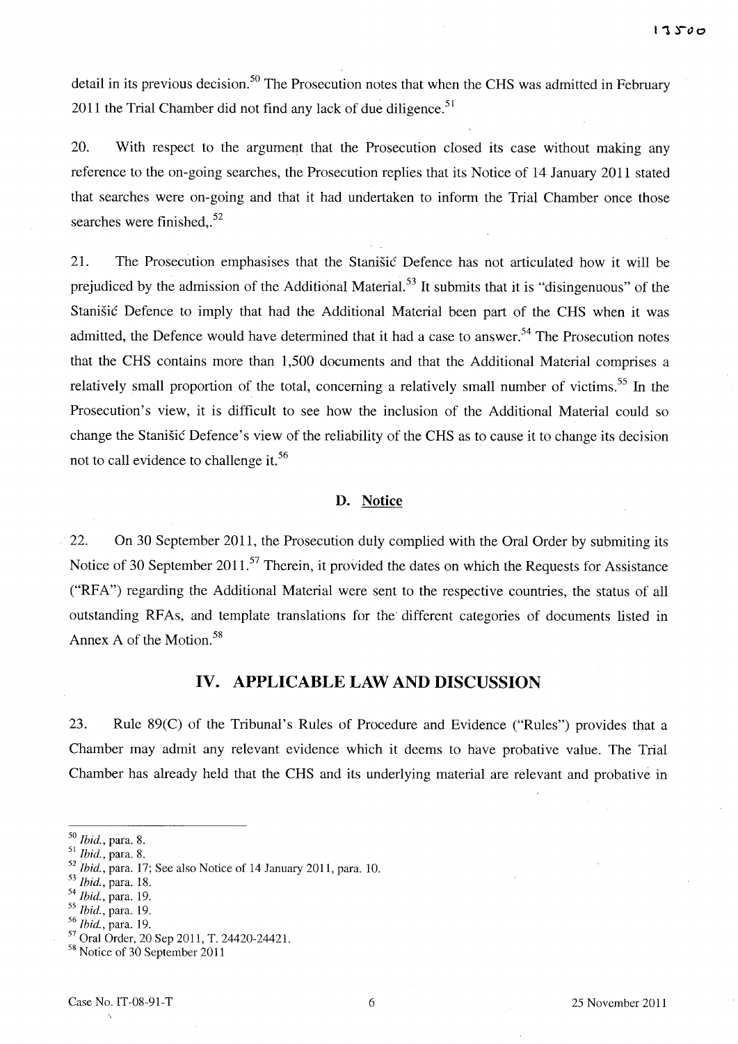detail in its previous decision.[50] The Prosecution notes that when the CHS was admitted in February 2011 the Trial Chamber did not find any lack of due diligence.[51]

20. With respect to the argument that the Prosecution closed its case without making any reference to the on-going searches, the Prosecution replies that its Notice of 14 January 2011 stated that searches were on-going and that it had undertaken to inform the Trial Chamber once those searches were finished,.[52]

21. The Prosecution emphasises that the Stanišić Defence has not articulated how it will be prejudiced by the admission of the Additional Material.[53] It submits that it is "disingenuous" of the Stanišić Defence to imply that had the Additional Material been part of the CHS when it was admitted, the Defence would have determined that it had a case to answer.[54] The Prosecution notes that the CHS contains more than 1,500 documents and that the Additional Material comprises a relatively small proportion of the total, concerning a relatively small number of victims.[55] In the Prosecution's view, it is difficult to see how the inclusion of the Additional Material could so change the Stanišić Defence's view of the reliability of the CHS as to cause it to change its decision not to call evidence to challenge it.[56]

### D. Notice

22. On 30 September 2011, the Prosecution duly complied with the Oral Order by submiting its Notice of 30 September 2011.[57] Therein, it provided the dates on which the Requests for Assistance ("RFA") regarding the Additional Material were sent to the respective countries, the status of all outstanding RFAs, and template translations for the different categories of documents listed in Annex A of the Motion.[58]

## IV. APPLICABLE LAW AND DISCUSSION

23. Rule 89(C) of the Tribunal's Rules of Procedure and Evidence ("Rules") provides that a Chamber may admit any relevant evidence which it deems to have probative value. The Trial Chamber has already held that the CHS and its underlying material are relevant and probative in

---

[50] *Ibid.*, para. 8.

[51] *Ibid.*, para. 8.

[52] *Ibid.*, para. 17; See also Notice of 14 January 2011, para. 10.

[53] *Ibid.*, para. 18.

[54] *Ibid.*, para. 19.

[55] *Ibid.*, para. 19.

[56] *Ibid.*, para. 19.

[57] Oral Order, 20 Sep 2011, T. 24420-24421.

[58] Notice of 30 September 2011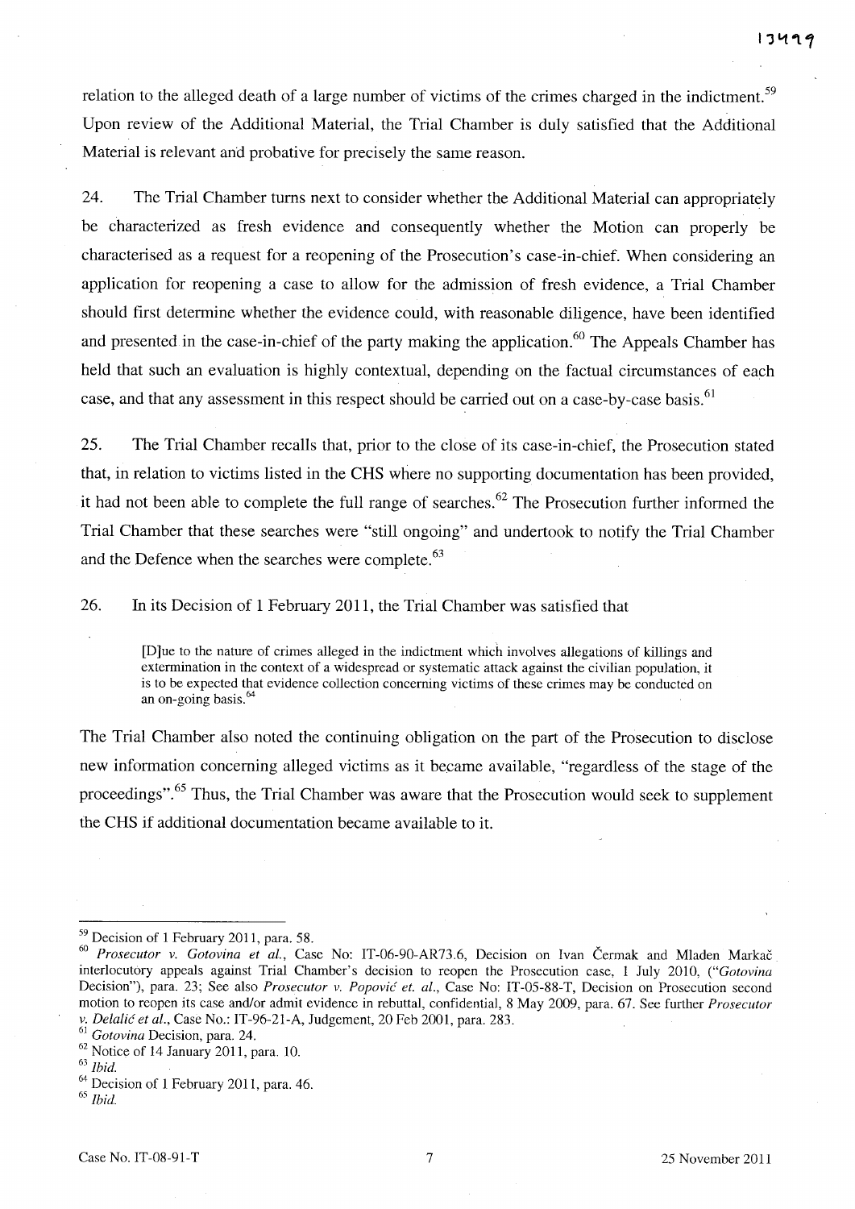relation to the alleged death of a large number of victims of the crimes charged in the indictment.[59] Upon review of the Additional Material, the Trial Chamber is duly satisfied that the Additional Material is relevant and probative for precisely the same reason.

24. The Trial Chamber turns next to consider whether the Additional Material can appropriately be characterized as fresh evidence and consequently whether the Motion can properly be characterised as a request for a reopening of the Prosecution's case-in-chief. When considering an application for reopening a case to allow for the admission of fresh evidence, a Trial Chamber should first determine whether the evidence could, with reasonable diligence, have been identified and presented in the case-in-chief of the party making the application.[60] The Appeals Chamber has held that such an evaluation is highly contextual, depending on the factual circumstances of each case, and that any assessment in this respect should be carried out on a case-by-case basis.[61]

25. The Trial Chamber recalls that, prior to the close of its case-in-chief, the Prosecution stated that, in relation to victims listed in the CHS where no supporting documentation has been provided, it had not been able to complete the full range of searches.[62] The Prosecution further informed the Trial Chamber that these searches were "still ongoing" and undertook to notify the Trial Chamber and the Defence when the searches were complete.[63]

26. In its Decision of 1 February 2011, the Trial Chamber was satisfied that

> [D]ue to the nature of crimes alleged in the indictment which involves allegations of killings and extermination in the context of a widespread or systematic attack against the civilian population, it is to be expected that evidence collection concerning victims of these crimes may be conducted on an on-going basis.[64]

The Trial Chamber also noted the continuing obligation on the part of the Prosecution to disclose new information concerning alleged victims as it became available, "regardless of the stage of the proceedings".[65] Thus, the Trial Chamber was aware that the Prosecution would seek to supplement the CHS if additional documentation became available to it.

---

[59] Decision of 1 February 2011, para. 58.

[60] *Prosecutor v. Gotovina et al.*, Case No: IT-06-90-AR73.6, Decision on Ivan Čermak and Mladen Markač interlocutory appeals against Trial Chamber's decision to reopen the Prosecution case, 1 July 2010, ("*Gotovina* Decision"), para. 23; See also *Prosecutor v. Popović et. al.*, Case No: IT-05-88-T, Decision on Prosecution second motion to reopen its case and/or admit evidence in rebuttal, confidential, 8 May 2009, para. 67. See further *Prosecutor v. Delalić et al.*, Case No.: IT-96-21-A, Judgement, 20 Feb 2001, para. 283.

[61] *Gotovina* Decision, para. 24.

[62] Notice of 14 January 2011, para. 10.

[63] *Ibid.*

[64] Decision of 1 February 2011, para. 46.

[65] *Ibid.*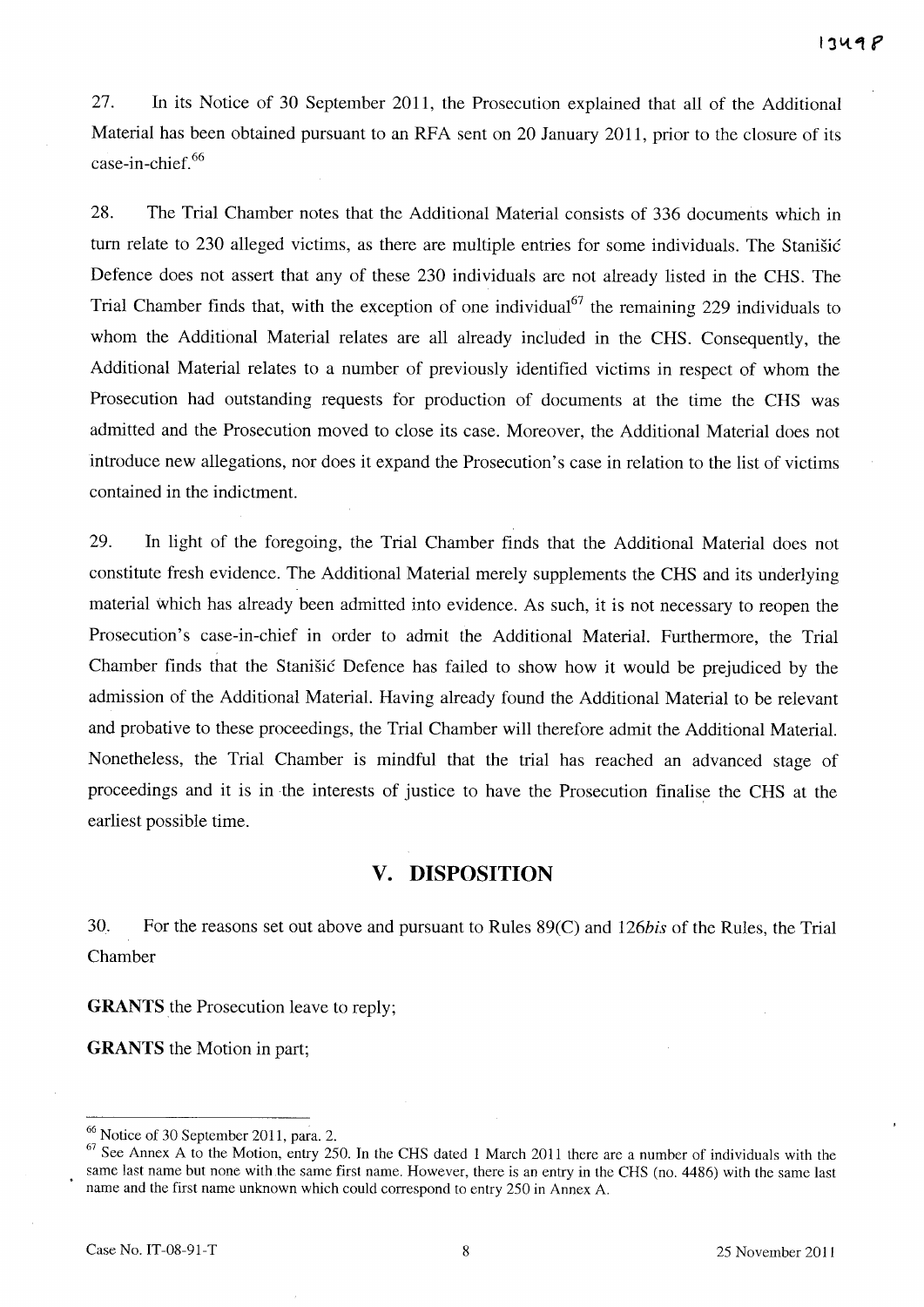27. In its Notice of 30 September 2011, the Prosecution explained that all of the Additional Material has been obtained pursuant to an RFA sent on 20 January 2011, prior to the closure of its case-in-chief.[66]

28. The Trial Chamber notes that the Additional Material consists of 336 documents which in turn relate to 230 alleged victims, as there are multiple entries for some individuals. The Stanišić Defence does not assert that any of these 230 individuals are not already listed in the CHS. The Trial Chamber finds that, with the exception of one individual[67] the remaining 229 individuals to whom the Additional Material relates are all already included in the CHS. Consequently, the Additional Material relates to a number of previously identified victims in respect of whom the Prosecution had outstanding requests for production of documents at the time the CHS was admitted and the Prosecution moved to close its case. Moreover, the Additional Material does not introduce new allegations, nor does it expand the Prosecution's case in relation to the list of victims contained in the indictment.

29. In light of the foregoing, the Trial Chamber finds that the Additional Material does not constitute fresh evidence. The Additional Material merely supplements the CHS and its underlying material which has already been admitted into evidence. As such, it is not necessary to reopen the Prosecution's case-in-chief in order to admit the Additional Material. Furthermore, the Trial Chamber finds that the Stanišić Defence has failed to show how it would be prejudiced by the admission of the Additional Material. Having already found the Additional Material to be relevant and probative to these proceedings, the Trial Chamber will therefore admit the Additional Material. Nonetheless, the Trial Chamber is mindful that the trial has reached an advanced stage of proceedings and it is in the interests of justice to have the Prosecution finalise the CHS at the earliest possible time.

## V. DISPOSITION

30. For the reasons set out above and pursuant to Rules 89(C) and 126*bis* of the Rules, the Trial Chamber

**GRANTS** the Prosecution leave to reply;

**GRANTS** the Motion in part;

---

[66] Notice of 30 September 2011, para. 2.

[67] See Annex A to the Motion, entry 250. In the CHS dated 1 March 2011 there are a number of individuals with the same last name but none with the same first name. However, there is an entry in the CHS (no. 4486) with the same last name and the first name unknown which could correspond to entry 250 in Annex A.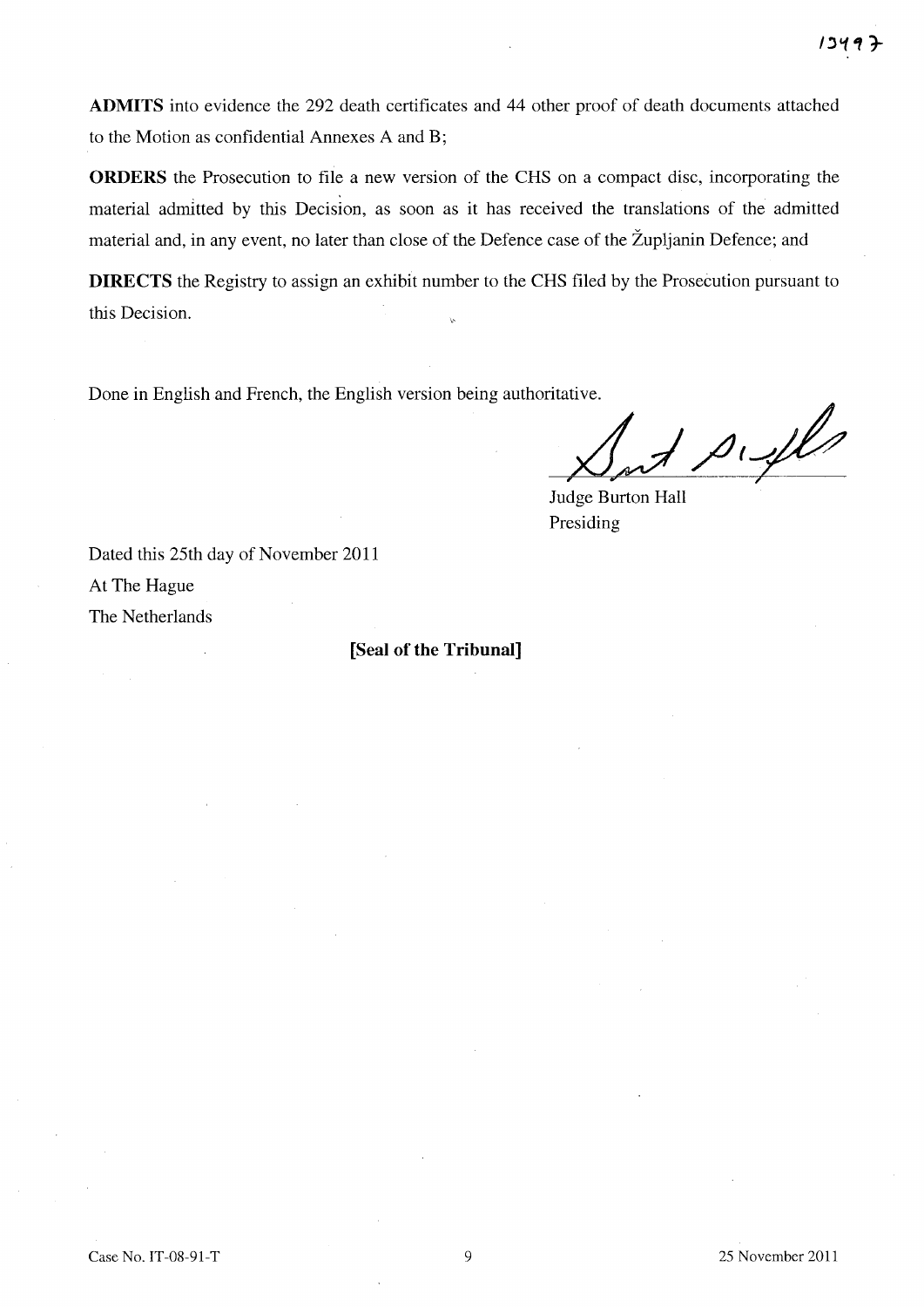**ADMITS** into evidence the 292 death certificates and 44 other proof of death documents attached to the Motion as confidential Annexes A and B;

**ORDERS** the Prosecution to file a new version of the CHS on a compact disc, incorporating the material admitted by this Decision, as soon as it has received the translations of the admitted material and, in any event, no later than close of the Defence case of the Župljanin Defence; and

**DIRECTS** the Registry to assign an exhibit number to the CHS filed by the Prosecution pursuant to this Decision.

Done in English and French, the English version being authoritative.

Judge Burton Hall
Presiding

Dated this 25th day of November 2011
At The Hague
The Netherlands

**[Seal of the Tribunal]**